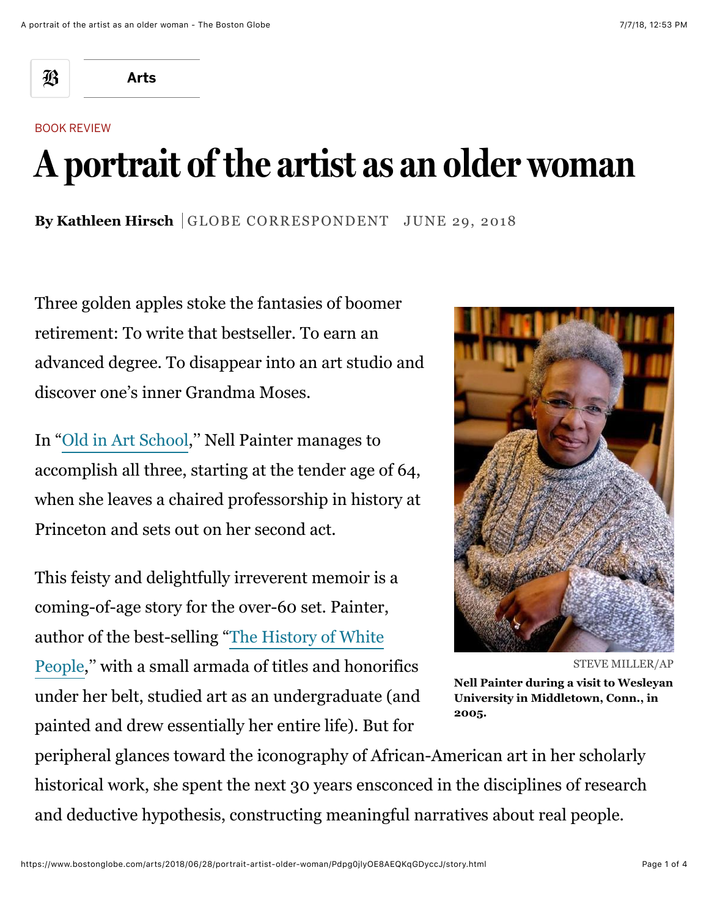Arts

BOOK REVIEW

# A portrait of the artist as an older woman

**By Kathleen Hirsch** | GLOBE CORRESPONDENT JUNE 29, 2018

Three golden apples stoke the fantasies of boomer retirement: To write that bestseller. To earn an advanced degree. To disappear into an art studio and discover one's inner Grandma Moses.

In "Old in Art School," Nell Painter manages to accomplish all three, starting at the tender age of 64, when she leaves a chaired professorship in history at Princeton and sets out on her second act.

STEVE MILLER/AP

**Nell Painter during a visit to Wesleyan University in Middletown, Conn., in 2005.**

This feisty and delightfully irreverent memoir is a coming-of-age story for the over-60 set. Painter, author of the best-selling "The History of White People," with a small armada of titles and honorifics under her belt, studied art as an undergraduate (and painted and drew essentially her entire life). But for peripheral glances toward the iconography of African-American art in her scholarly historical work, she spent the next 30 years ensconced in the disciplines of research and deductive hypothesis, constructing meaningful narratives about real people.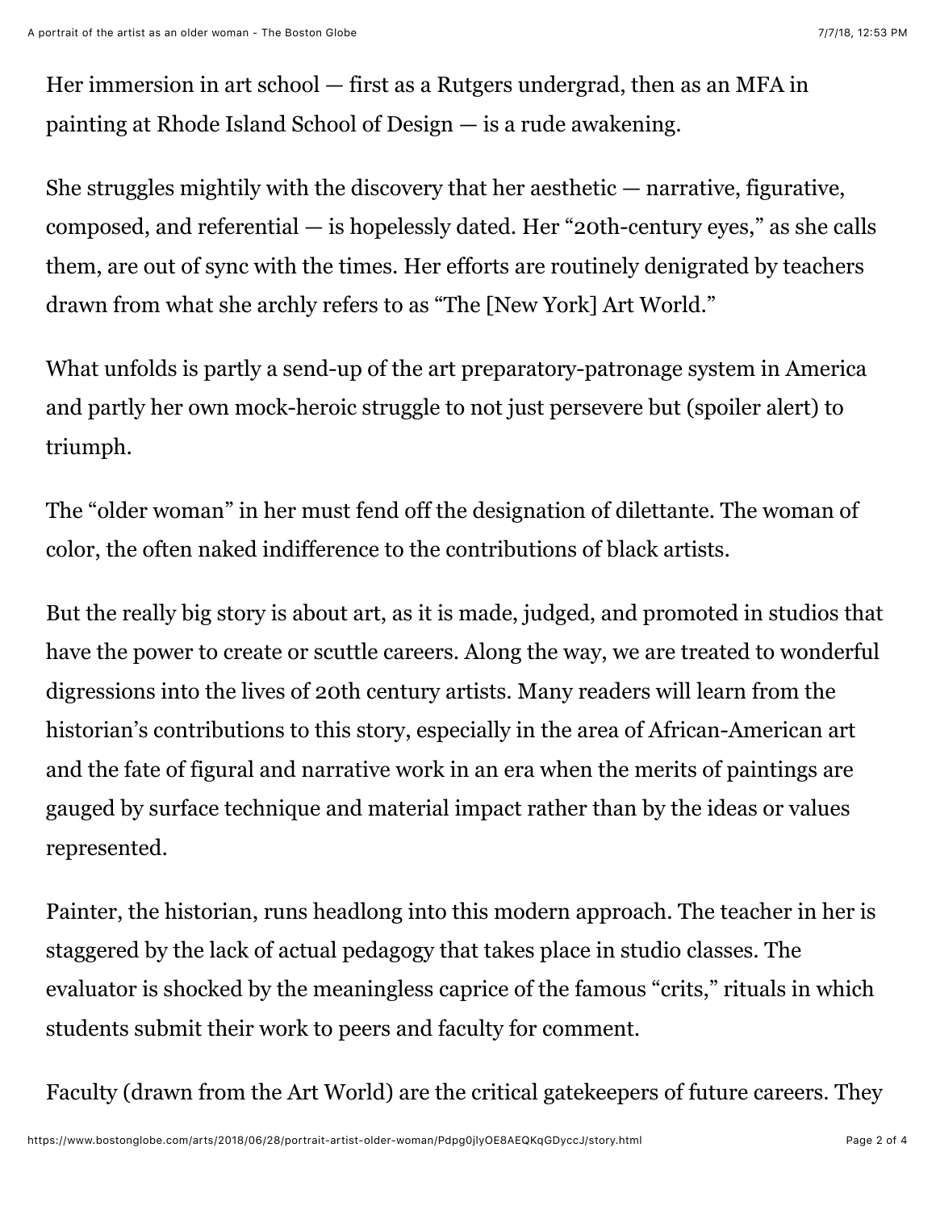Her immersion in art school — first as a Rutgers undergrad, then as an MFA in painting at Rhode Island School of Design — is a rude awakening.

She struggles mightily with the discovery that her aesthetic — narrative, figurative, composed, and referential — is hopelessly dated. Her "20th-century eyes," as she calls them, are out of sync with the times. Her efforts are routinely denigrated by teachers drawn from what she archly refers to as "The [New York] Art World."

What unfolds is partly a send-up of the art preparatory-patronage system in America and partly her own mock-heroic struggle to not just persevere but (spoiler alert) to triumph.

The "older woman" in her must fend off the designation of dilettante. The woman of color, the often naked indifference to the contributions of black artists.

But the really big story is about art, as it is made, judged, and promoted in studios that have the power to create or scuttle careers. Along the way, we are treated to wonderful digressions into the lives of 20th century artists. Many readers will learn from the historian's contributions to this story, especially in the area of African-American art and the fate of figural and narrative work in an era when the merits of paintings are gauged by surface technique and material impact rather than by the ideas or values represented.

Painter, the historian, runs headlong into this modern approach. The teacher in her is staggered by the lack of actual pedagogy that takes place in studio classes. The evaluator is shocked by the meaningless caprice of the famous "crits," rituals in which students submit their work to peers and faculty for comment.

Faculty (drawn from the Art World) are the critical gatekeepers of future careers. They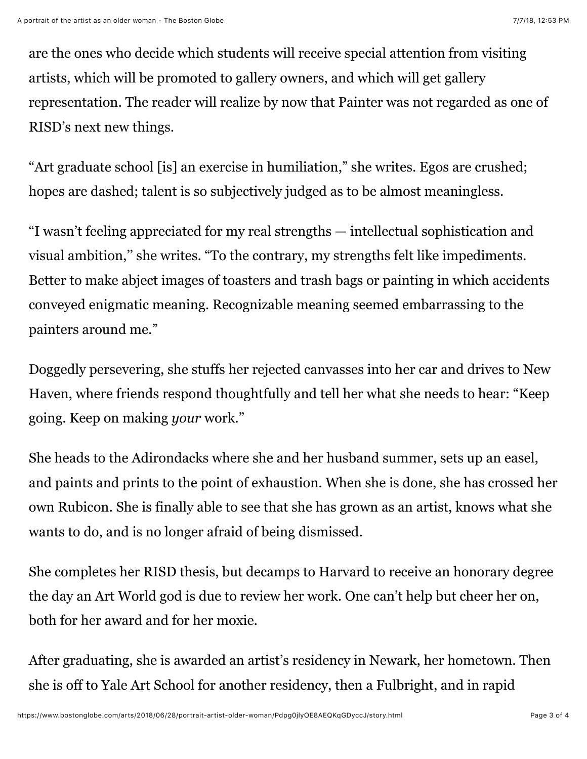are the ones who decide which students will receive special attention from visiting artists, which will be promoted to gallery owners, and which will get gallery representation. The reader will realize by now that Painter was not regarded as one of RISD's next new things.

"Art graduate school [is] an exercise in humiliation," she writes. Egos are crushed; hopes are dashed; talent is so subjectively judged as to be almost meaningless.

"I wasn't feeling appreciated for my real strengths — intellectual sophistication and visual ambition," she writes. "To the contrary, my strengths felt like impediments. Better to make abject images of toasters and trash bags or painting in which accidents conveyed enigmatic meaning. Recognizable meaning seemed embarrassing to the painters around me."

Doggedly persevering, she stuffs her rejected canvasses into her car and drives to New Haven, where friends respond thoughtfully and tell her what she needs to hear: "Keep going. Keep on making *your* work."

She heads to the Adirondacks where she and her husband summer, sets up an easel, and paints and prints to the point of exhaustion. When she is done, she has crossed her own Rubicon. She is finally able to see that she has grown as an artist, knows what she wants to do, and is no longer afraid of being dismissed.

She completes her RISD thesis, but decamps to Harvard to receive an honorary degree the day an Art World god is due to review her work. One can't help but cheer her on, both for her award and for her moxie.

After graduating, she is awarded an artist's residency in Newark, her hometown. Then she is off to Yale Art School for another residency, then a Fulbright, and in rapid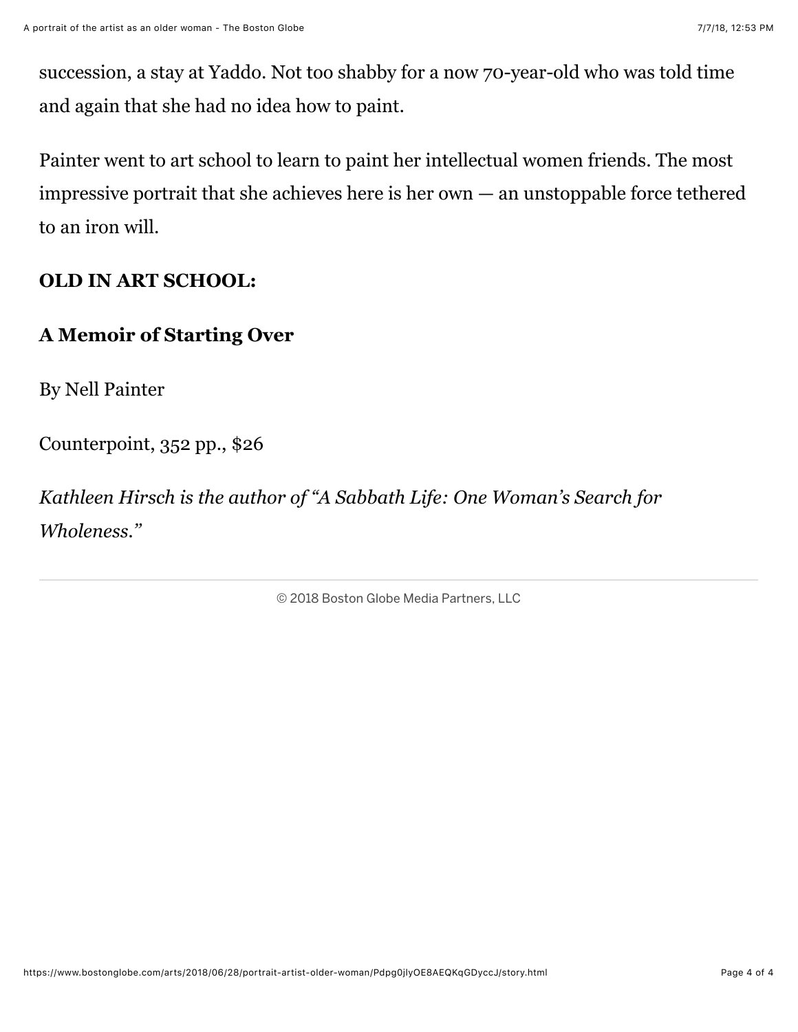succession, a stay at Yaddo. Not too shabby for a now 70-year-old who was told time and again that she had no idea how to paint.

Painter went to art school to learn to paint her intellectual women friends. The most impressive portrait that she achieves here is her own — an unstoppable force tethered to an iron will.

**OLD IN ART SCHOOL:**

**A Memoir of Starting Over**

By Nell Painter

Counterpoint, 352 pp., $26

*Kathleen Hirsch is the author of "A Sabbath Life: One Woman's Search for Wholeness."*

© 2018 Boston Globe Media Partners, LLC